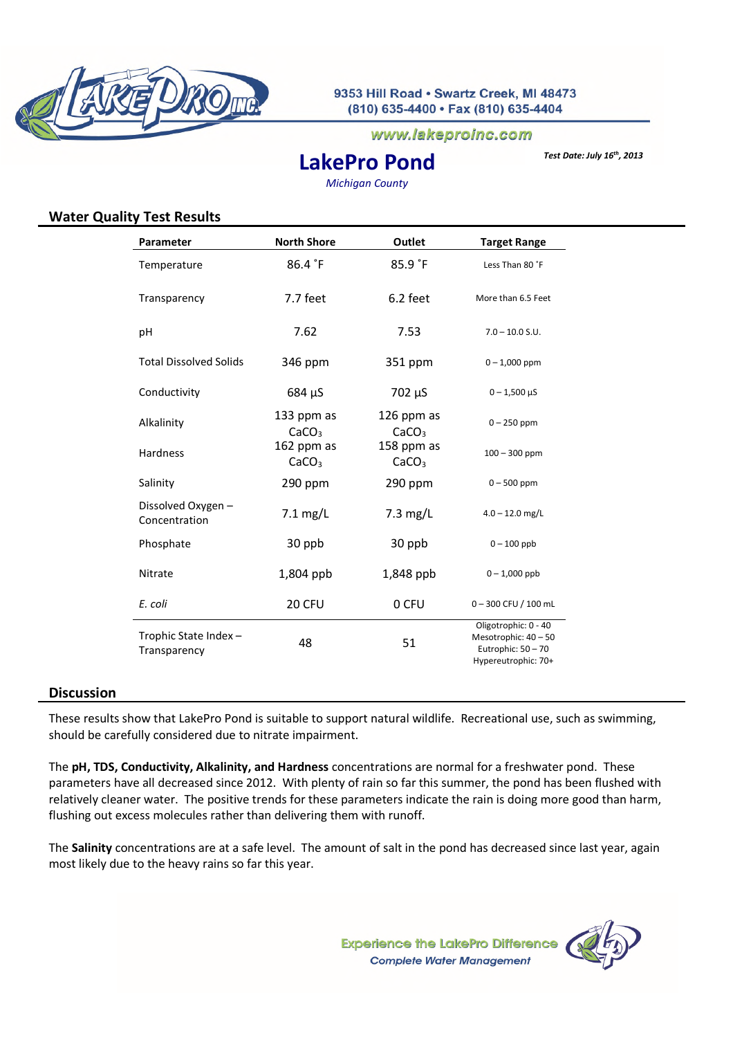9353 Hill Road • Swartz Creek, MI 48473
(810) 635-4400 • Fax (810) 635-4404

www.lakeproinc.com

# LakePro Pond

*Michigan County*

***Test Date: July 16th, 2013***

## Water Quality Test Results

| Parameter | North Shore | Outlet | Target Range |
|---|---|---|---|
| Temperature | 86.4 ˚F | 85.9 ˚F | Less Than 80 ˚F |
| Transparency | 7.7 feet | 6.2 feet | More than 6.5 Feet |
| pH | 7.62 | 7.53 | 7.0 – 10.0 S.U. |
| Total Dissolved Solids | 346 ppm | 351 ppm | 0 – 1,000 ppm |
| Conductivity | 684 µS | 702 µS | 0 – 1,500 µS |
| Alkalinity | 133 ppm as $CaCO_3$ | 126 ppm as $CaCO_3$ | 0 – 250 ppm |
| Hardness | 162 ppm as $CaCO_3$ | 158 ppm as $CaCO_3$ | 100 – 300 ppm |
| Salinity | 290 ppm | 290 ppm | 0 – 500 ppm |
| Dissolved Oxygen – Concentration | 7.1 mg/L | 7.3 mg/L | 4.0 – 12.0 mg/L |
| Phosphate | 30 ppb | 30 ppb | 0 – 100 ppb |
| Nitrate | 1,804 ppb | 1,848 ppb | 0 – 1,000 ppb |
| *E. coli* | 20 CFU | 0 CFU | 0 – 300 CFU / 100 mL |
| Trophic State Index – Transparency | 48 | 51 | Oligotrophic: 0 - 40<br>Mesotrophic: 40 – 50<br>Eutrophic: 50 – 70<br>Hypereutrophic: 70+ |

## Discussion

These results show that LakePro Pond is suitable to support natural wildlife. Recreational use, such as swimming, should be carefully considered due to nitrate impairment.

The **pH, TDS, Conductivity, Alkalinity, and Hardness** concentrations are normal for a freshwater pond. These parameters have all decreased since 2012. With plenty of rain so far this summer, the pond has been flushed with relatively cleaner water. The positive trends for these parameters indicate the rain is doing more good than harm, flushing out excess molecules rather than delivering them with runoff.

The **Salinity** concentrations are at a safe level. The amount of salt in the pond has decreased since last year, again most likely due to the heavy rains so far this year.

Experience the LakePro Difference
*Complete Water Management*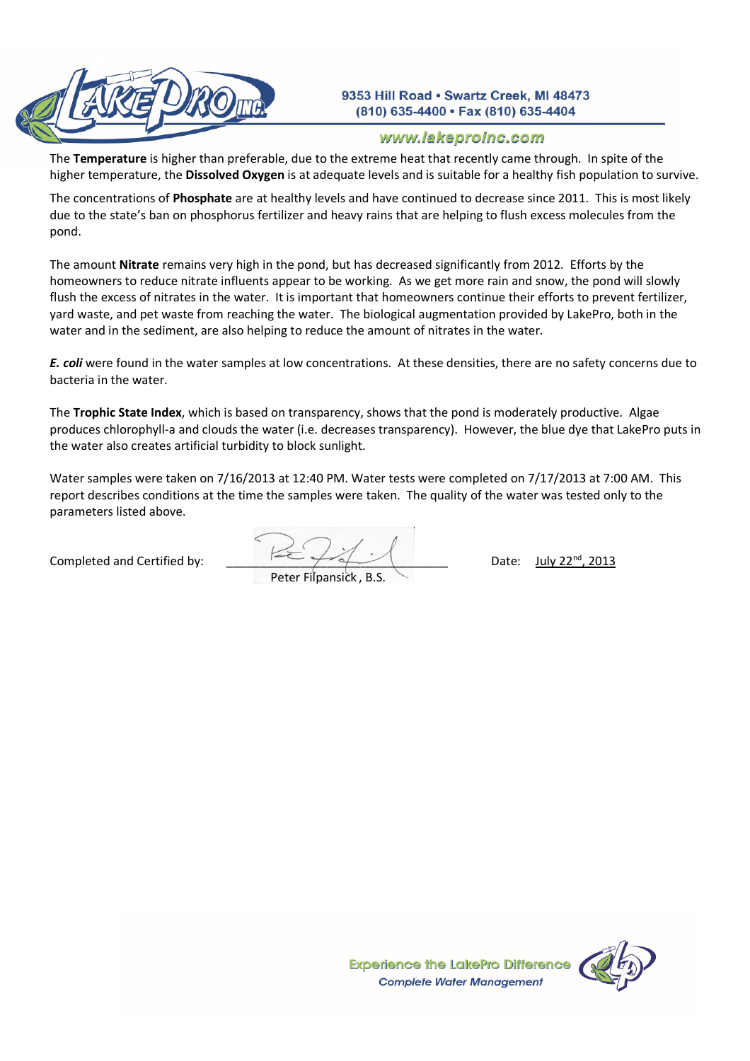The **Temperature** is higher than preferable, due to the extreme heat that recently came through. In spite of the higher temperature, the **Dissolved Oxygen** is at adequate levels and is suitable for a healthy fish population to survive.

The concentrations of **Phosphate** are at healthy levels and have continued to decrease since 2011. This is most likely due to the state's ban on phosphorus fertilizer and heavy rains that are helping to flush excess molecules from the pond.

The amount **Nitrate** remains very high in the pond, but has decreased significantly from 2012. Efforts by the homeowners to reduce nitrate influents appear to be working. As we get more rain and snow, the pond will slowly flush the excess of nitrates in the water. It is important that homeowners continue their efforts to prevent fertilizer, yard waste, and pet waste from reaching the water. The biological augmentation provided by LakePro, both in the water and in the sediment, are also helping to reduce the amount of nitrates in the water.

***E. coli*** were found in the water samples at low concentrations. At these densities, there are no safety concerns due to bacteria in the water.

The **Trophic State Index**, which is based on transparency, shows that the pond is moderately productive. Algae produces chlorophyll-a and clouds the water (i.e. decreases transparency). However, the blue dye that LakePro puts in the water also creates artificial turbidity to block sunlight.

Water samples were taken on 7/16/2013 at 12:40 PM. Water tests were completed on 7/17/2013 at 7:00 AM. This report describes conditions at the time the samples were taken. The quality of the water was tested only to the parameters listed above.

Completed and Certified by: ______________________________ Date: July 22nd, 2013

Peter Filpansick, B.S.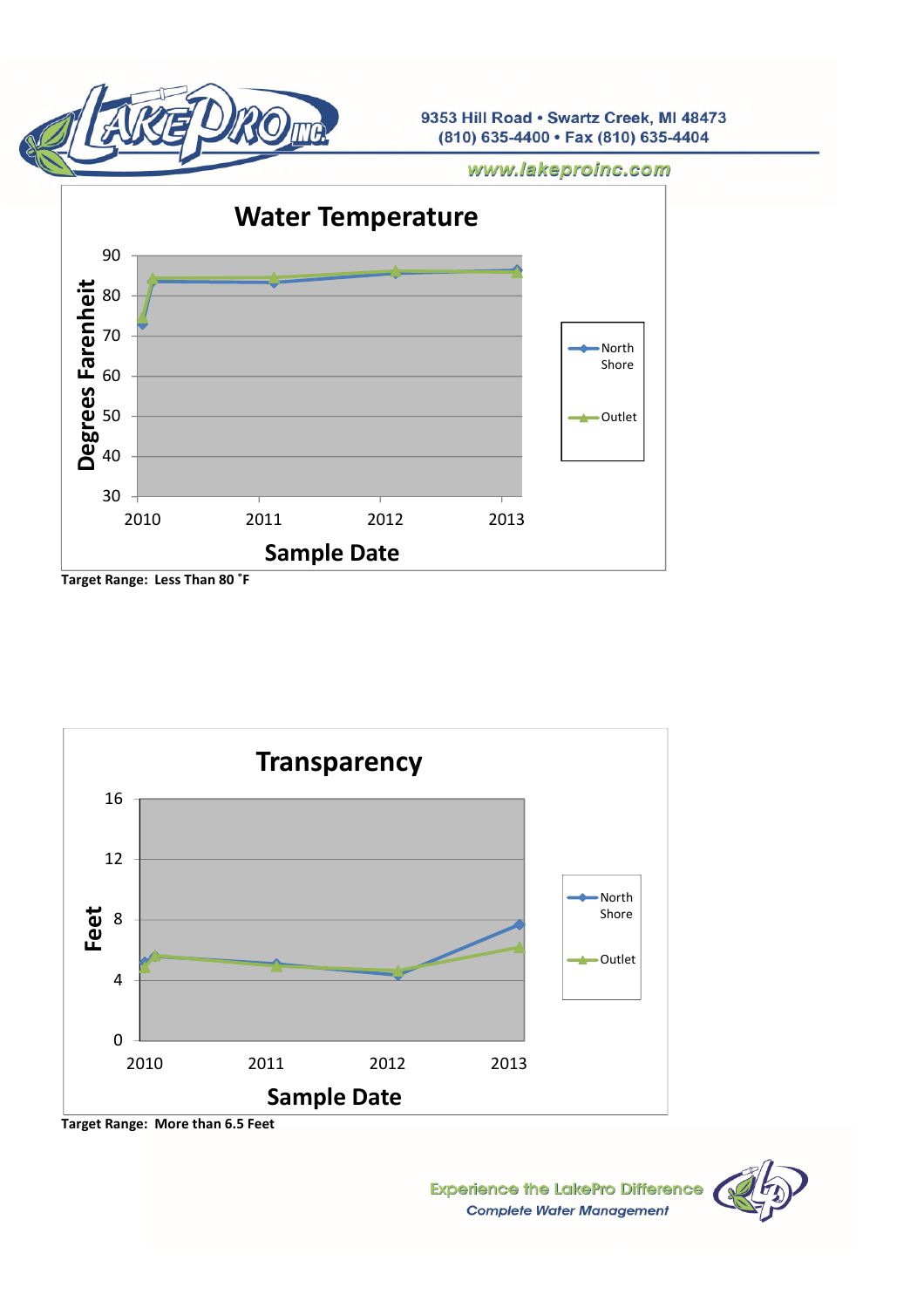9353 Hill Road • Swartz Creek, MI 48473
(810) 635-4400 • Fax (810) 635-4404

www.lakeproinc.com

## Water Temperature

Degrees Farenheit: 30, 40, 50, 60, 70, 80, 90

Sample Date: 2010, 2011, 2012, 2013

North Shore

Outlet

Target Range: Less Than 80 ˚F

## Transparency

Feet: 0, 4, 8, 12, 16

Sample Date: 2010, 2011, 2012, 2013

North Shore

Outlet

Target Range: More than 6.5 Feet

Experience the LakePro Difference
*Complete Water Management*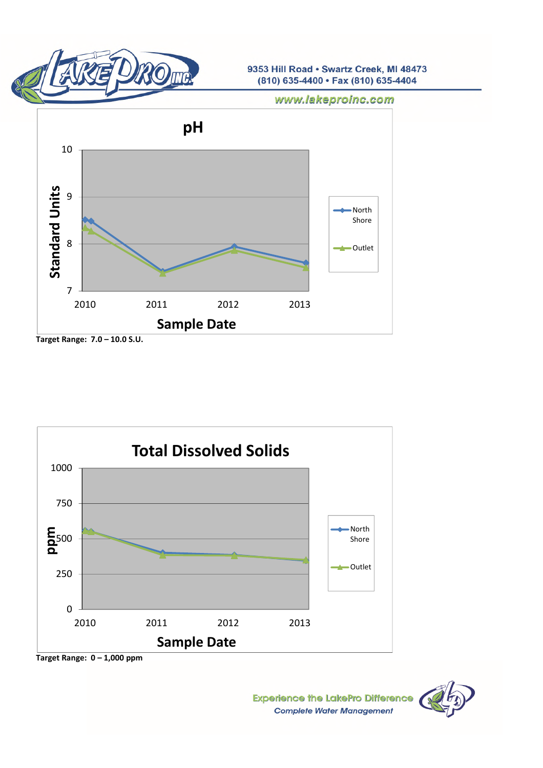# pH

Target Range: 7.0 – 10.0 S.U.

# Total Dissolved Solids

Target Range: 0 – 1,000 ppm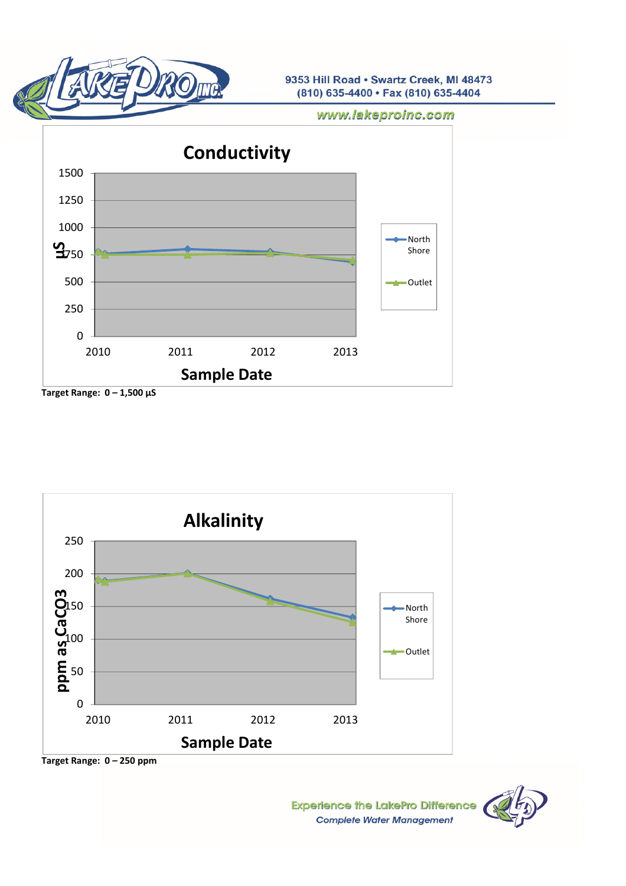Conductivity

Target Range: 0 – 1,500 µS

Alkalinity

Target Range: 0 – 250 ppm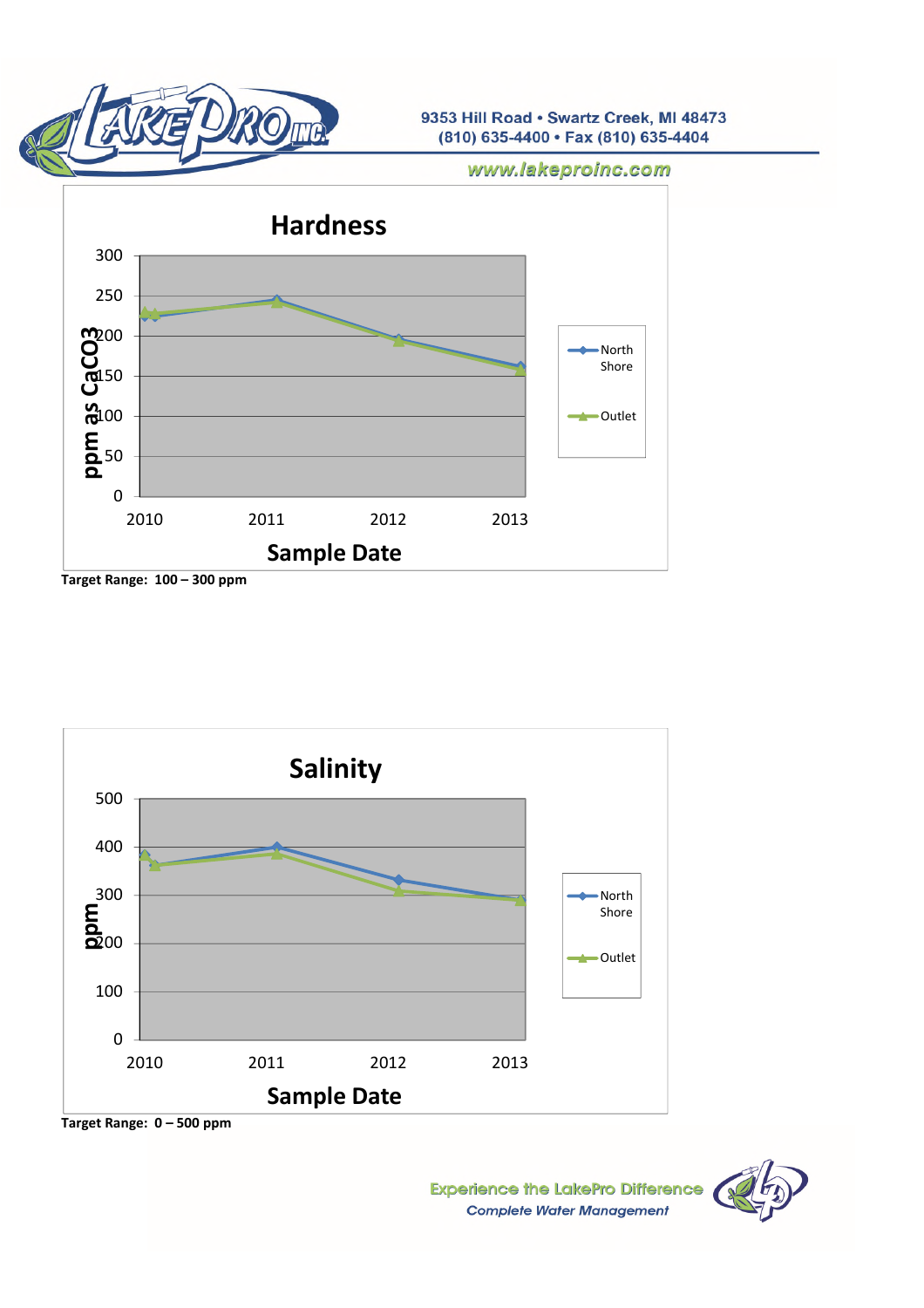# Hardness

ppm as $CaCO_3$

Sample Date

- North Shore
- Outlet

Target Range: 100 – 300 ppm

# Salinity

ppm

Sample Date

- North Shore
- Outlet

Target Range: 0 – 500 ppm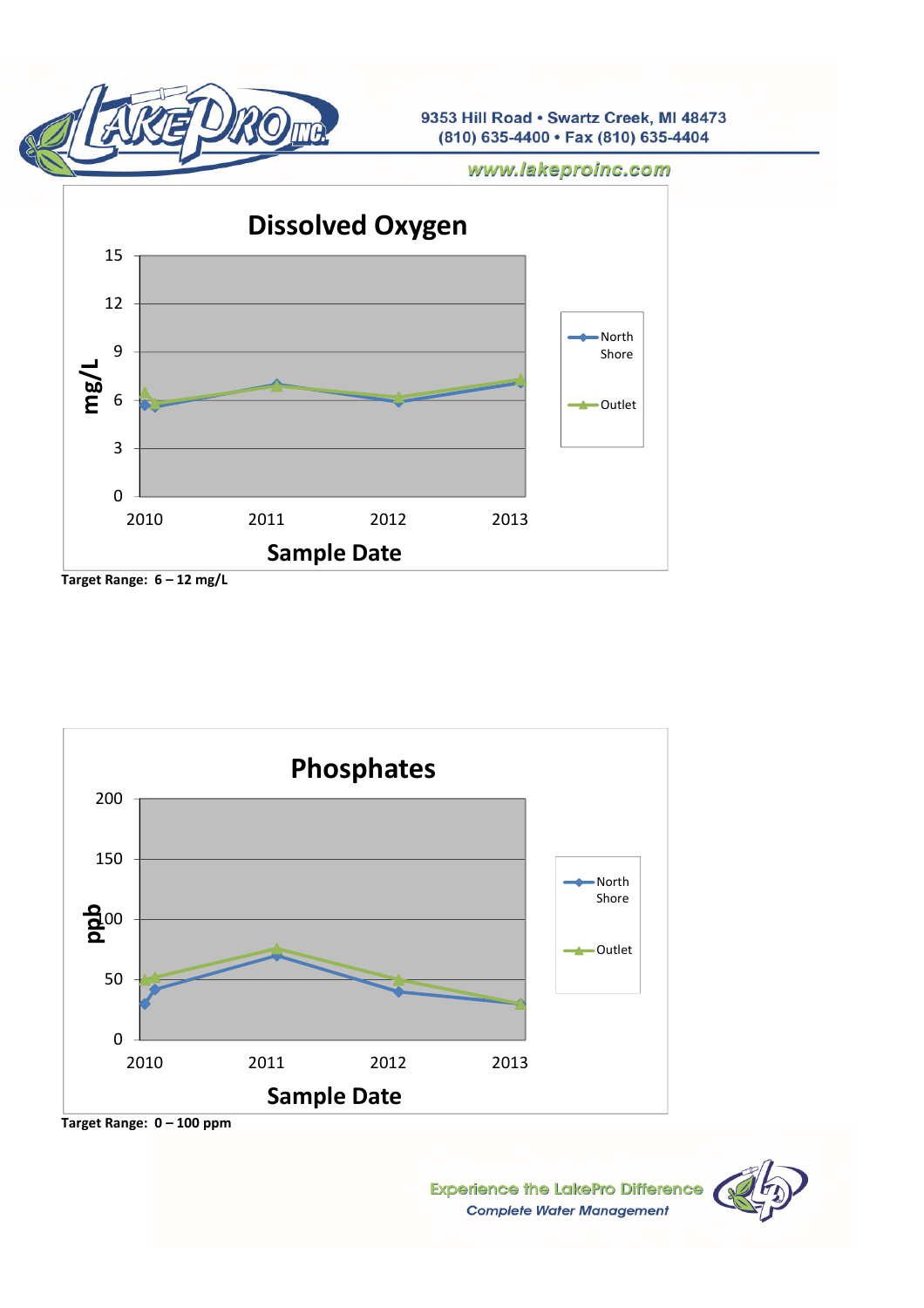9353 Hill Road • Swartz Creek, MI 48473
(810) 635-4400 • Fax (810) 635-4404

www.lakeproinc.com

## Dissolved Oxygen

Target Range: 6 – 12 mg/L

## Phosphates

Target Range: 0 – 100 ppm

Experience the LakePro Difference
*Complete Water Management*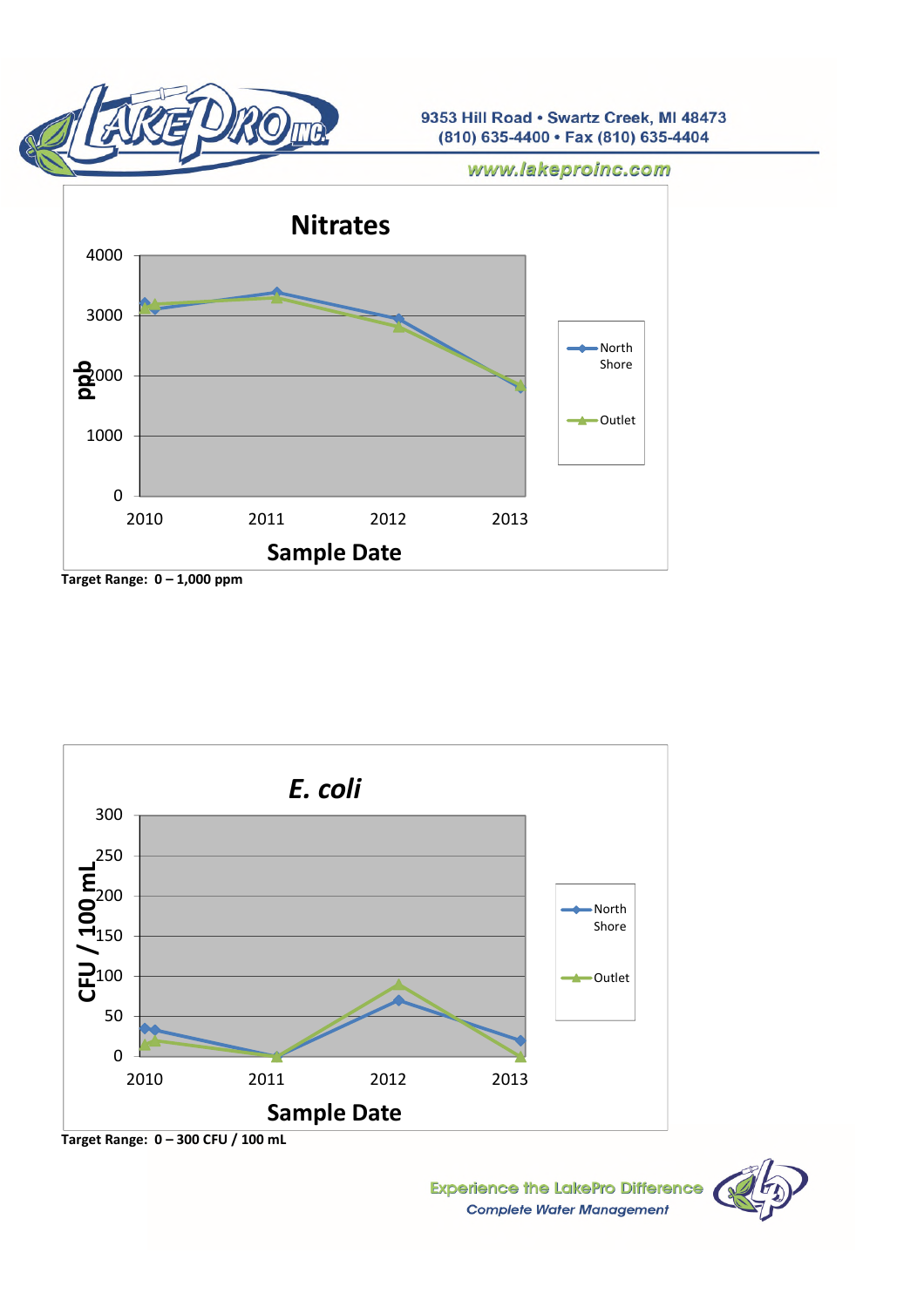**Nitrates**

ppb: 0, 1000, 2000, 3000, 4000

Sample Date: 2010, 2011, 2012, 2013

Legend: North Shore, Outlet

**Target Range: 0 – 1,000 ppm**

***E. coli***

CFU / 100 mL: 0, 50, 100, 150, 200, 250, 300

Sample Date: 2010, 2011, 2012, 2013

Legend: North Shore, Outlet

**Target Range: 0 – 300 CFU / 100 mL**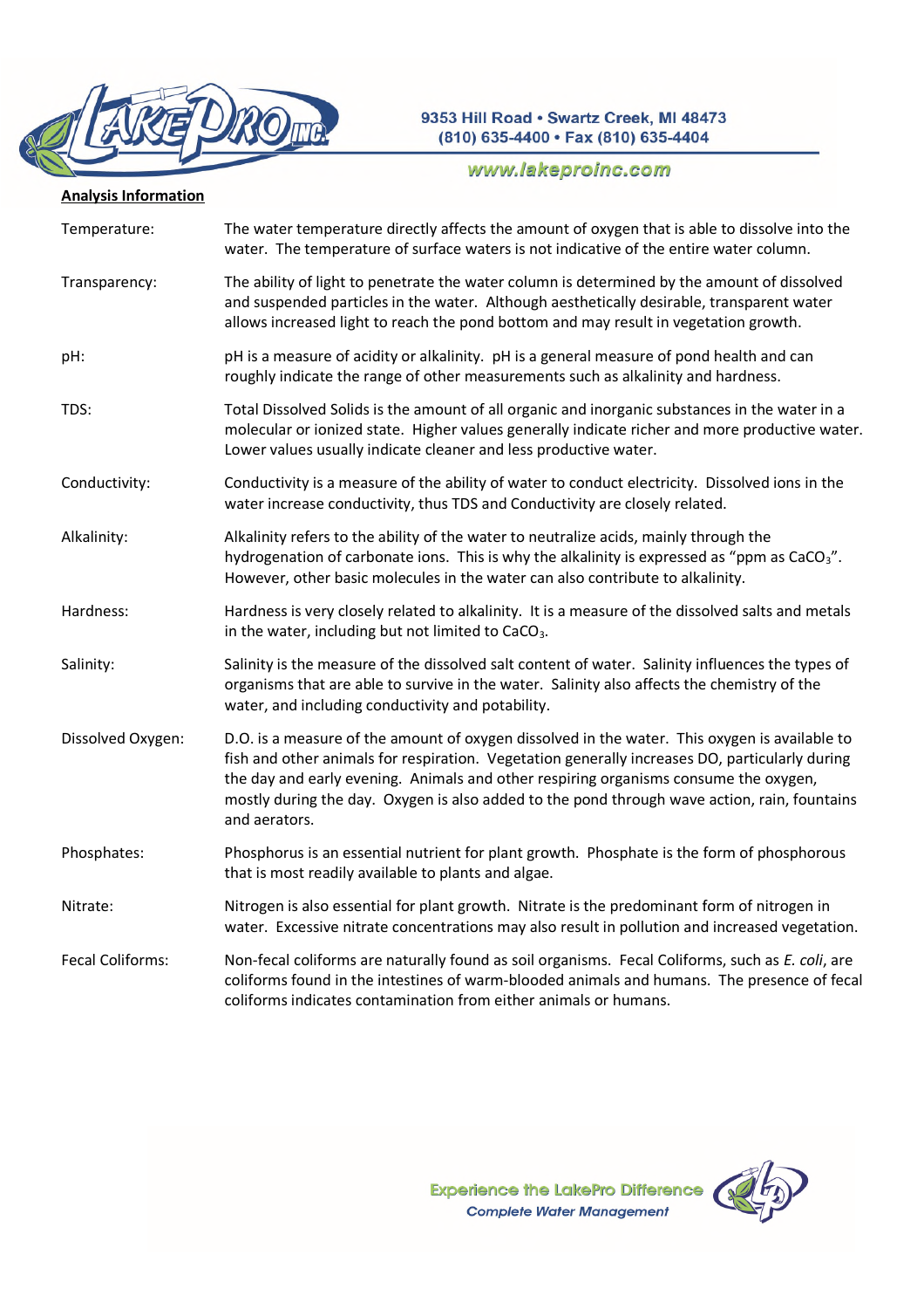9353 Hill Road • Swartz Creek, MI 48473
(810) 635-4400 • Fax (810) 635-4404

www.lakeproinc.com

**Analysis Information**

| | |
|---|---|
| Temperature: | The water temperature directly affects the amount of oxygen that is able to dissolve into the water. The temperature of surface waters is not indicative of the entire water column. |
| Transparency: | The ability of light to penetrate the water column is determined by the amount of dissolved and suspended particles in the water. Although aesthetically desirable, transparent water allows increased light to reach the pond bottom and may result in vegetation growth. |
| pH: | pH is a measure of acidity or alkalinity. pH is a general measure of pond health and can roughly indicate the range of other measurements such as alkalinity and hardness. |
| TDS: | Total Dissolved Solids is the amount of all organic and inorganic substances in the water in a molecular or ionized state. Higher values generally indicate richer and more productive water. Lower values usually indicate cleaner and less productive water. |
| Conductivity: | Conductivity is a measure of the ability of water to conduct electricity. Dissolved ions in the water increase conductivity, thus TDS and Conductivity are closely related. |
| Alkalinity: | Alkalinity refers to the ability of the water to neutralize acids, mainly through the hydrogenation of carbonate ions. This is why the alkalinity is expressed as "ppm as $CaCO_3$". However, other basic molecules in the water can also contribute to alkalinity. |
| Hardness: | Hardness is very closely related to alkalinity. It is a measure of the dissolved salts and metals in the water, including but not limited to $CaCO_3$. |
| Salinity: | Salinity is the measure of the dissolved salt content of water. Salinity influences the types of organisms that are able to survive in the water. Salinity also affects the chemistry of the water, and including conductivity and potability. |
| Dissolved Oxygen: | D.O. is a measure of the amount of oxygen dissolved in the water. This oxygen is available to fish and other animals for respiration. Vegetation generally increases DO, particularly during the day and early evening. Animals and other respiring organisms consume the oxygen, mostly during the day. Oxygen is also added to the pond through wave action, rain, fountains and aerators. |
| Phosphates: | Phosphorus is an essential nutrient for plant growth. Phosphate is the form of phosphorous that is most readily available to plants and algae. |
| Nitrate: | Nitrogen is also essential for plant growth. Nitrate is the predominant form of nitrogen in water. Excessive nitrate concentrations may also result in pollution and increased vegetation. |
| Fecal Coliforms: | Non-fecal coliforms are naturally found as soil organisms. Fecal Coliforms, such as *E. coli*, are coliforms found in the intestines of warm-blooded animals and humans. The presence of fecal coliforms indicates contamination from either animals or humans. |

Experience the LakePro Difference
*Complete Water Management*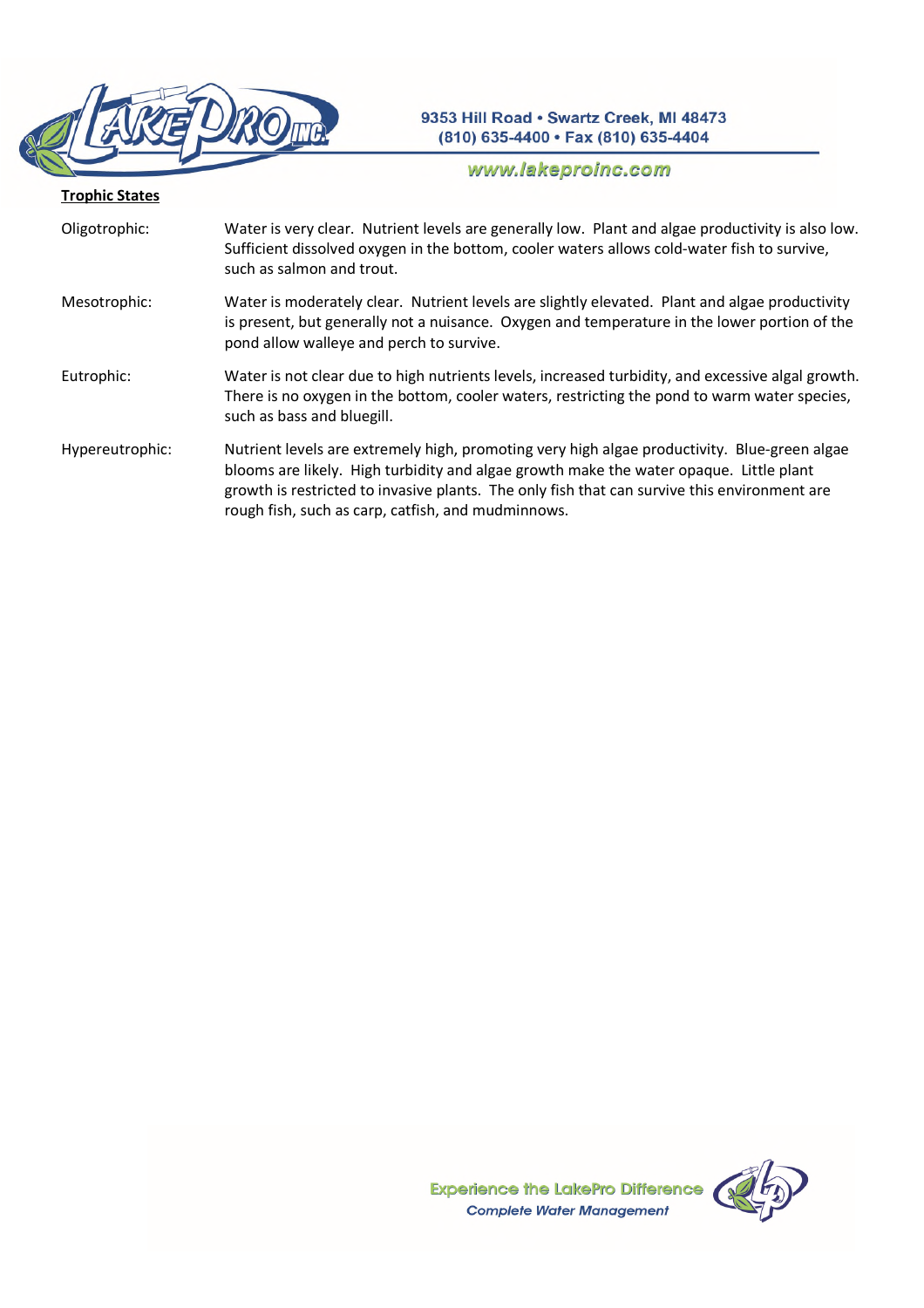**Trophic States**

| | |
|---|---|
| Oligotrophic: | Water is very clear. Nutrient levels are generally low. Plant and algae productivity is also low. Sufficient dissolved oxygen in the bottom, cooler waters allows cold-water fish to survive, such as salmon and trout. |
| Mesotrophic: | Water is moderately clear. Nutrient levels are slightly elevated. Plant and algae productivity is present, but generally not a nuisance. Oxygen and temperature in the lower portion of the pond allow walleye and perch to survive. |
| Eutrophic: | Water is not clear due to high nutrients levels, increased turbidity, and excessive algal growth. There is no oxygen in the bottom, cooler waters, restricting the pond to warm water species, such as bass and bluegill. |
| Hypereutrophic: | Nutrient levels are extremely high, promoting very high algae productivity. Blue-green algae blooms are likely. High turbidity and algae growth make the water opaque. Little plant growth is restricted to invasive plants. The only fish that can survive this environment are rough fish, such as carp, catfish, and mudminnows. |